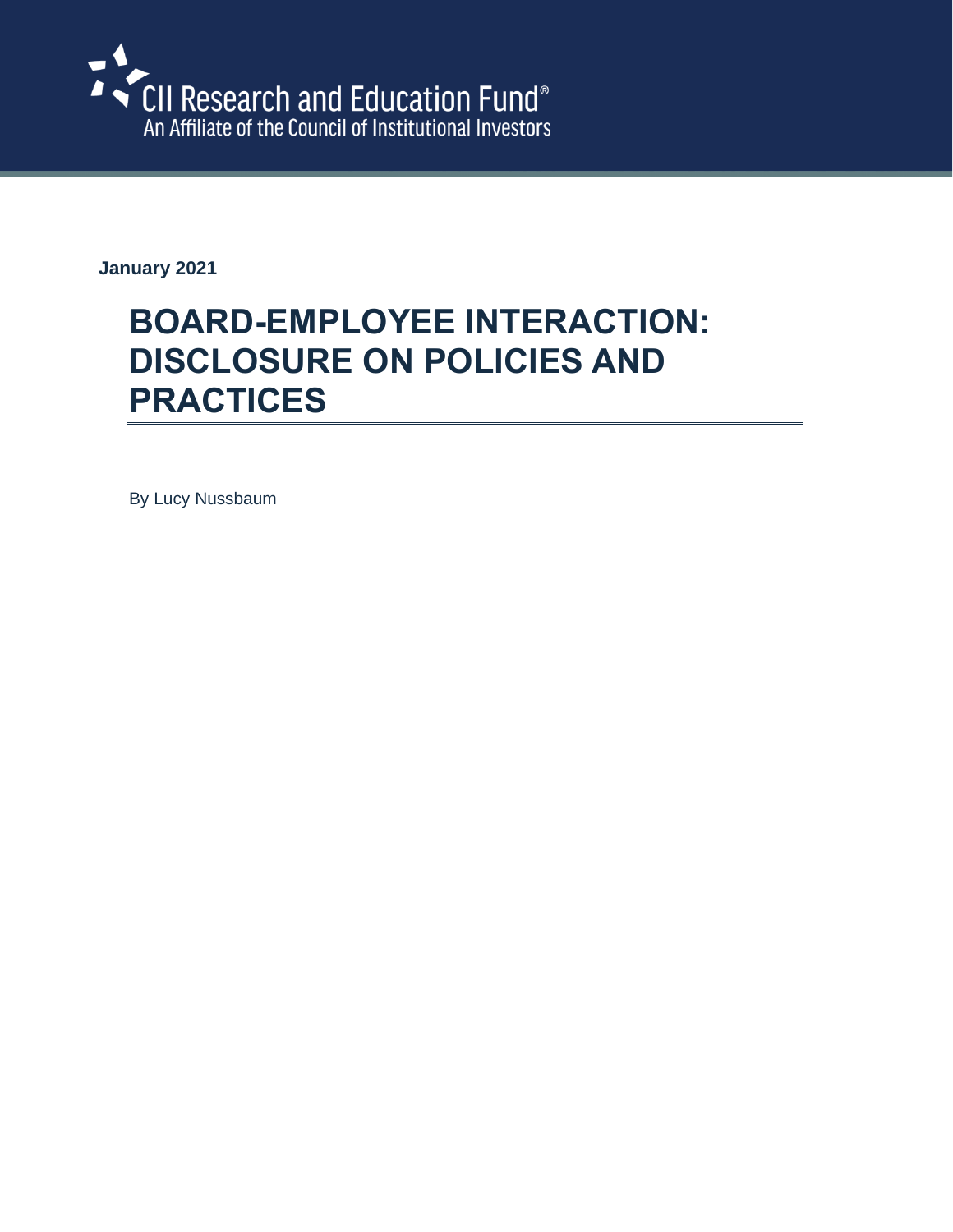CII Research and Education Fund®
An Affiliate of the Council of Institutional Investors

**January 2021**

# BOARD-EMPLOYEE INTERACTION: DISCLOSURE ON POLICIES AND PRACTICES

By Lucy Nussbaum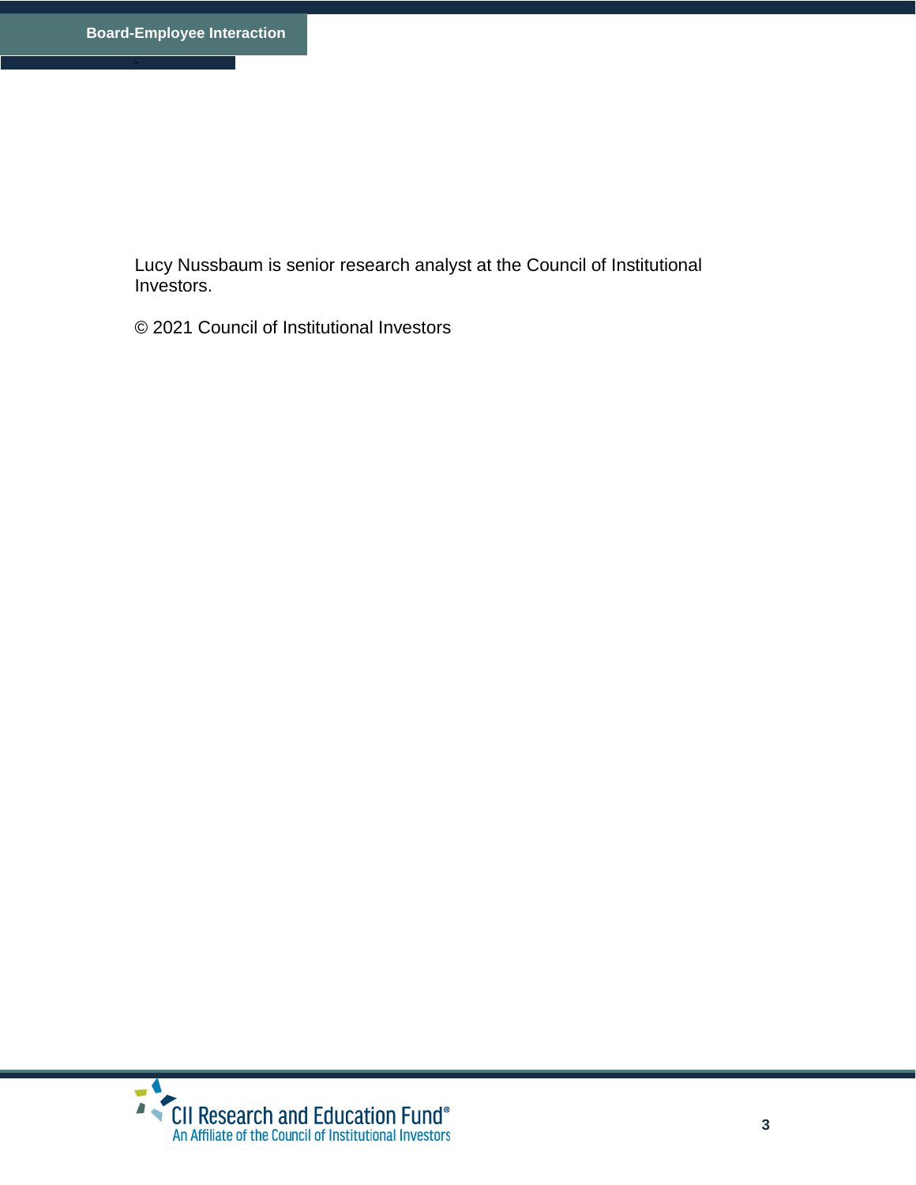Lucy Nussbaum is senior research analyst at the Council of Institutional Investors.

© 2021 Council of Institutional Investors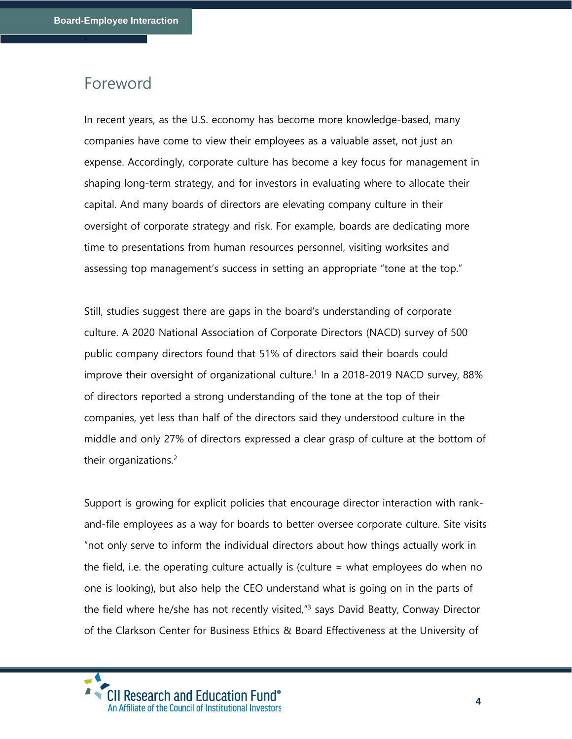## Foreword

In recent years, as the U.S. economy has become more knowledge-based, many companies have come to view their employees as a valuable asset, not just an expense. Accordingly, corporate culture has become a key focus for management in shaping long-term strategy, and for investors in evaluating where to allocate their capital. And many boards of directors are elevating company culture in their oversight of corporate strategy and risk. For example, boards are dedicating more time to presentations from human resources personnel, visiting worksites and assessing top management's success in setting an appropriate "tone at the top."

Still, studies suggest there are gaps in the board's understanding of corporate culture. A 2020 National Association of Corporate Directors (NACD) survey of 500 public company directors found that 51% of directors said their boards could improve their oversight of organizational culture.[1] In a 2018-2019 NACD survey, 88% of directors reported a strong understanding of the tone at the top of their companies, yet less than half of the directors said they understood culture in the middle and only 27% of directors expressed a clear grasp of culture at the bottom of their organizations.[2]

Support is growing for explicit policies that encourage director interaction with rank-and-file employees as a way for boards to better oversee corporate culture. Site visits "not only serve to inform the individual directors about how things actually work in the field, i.e. the operating culture actually is (culture = what employees do when no one is looking), but also help the CEO understand what is going on in the parts of the field where he/she has not recently visited,"[3] says David Beatty, Conway Director of the Clarkson Center for Business Ethics & Board Effectiveness at the University of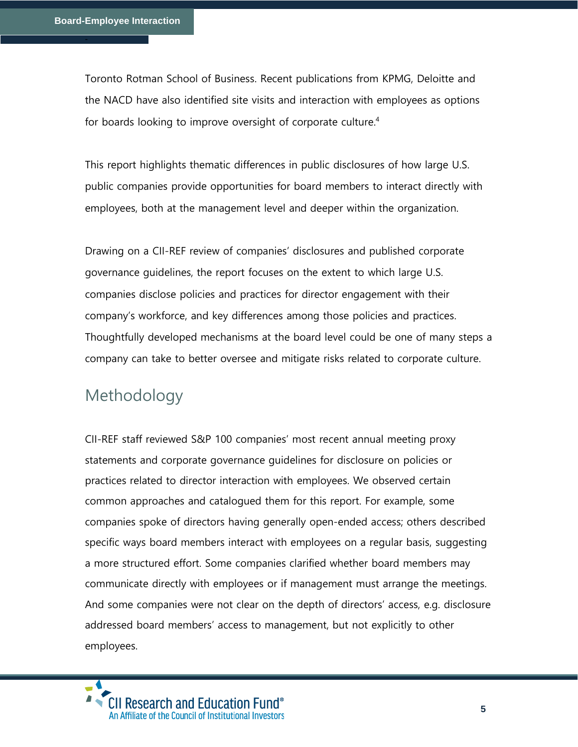Toronto Rotman School of Business. Recent publications from KPMG, Deloitte and the NACD have also identified site visits and interaction with employees as options for boards looking to improve oversight of corporate culture.[4]

This report highlights thematic differences in public disclosures of how large U.S. public companies provide opportunities for board members to interact directly with employees, both at the management level and deeper within the organization.

Drawing on a CII-REF review of companies' disclosures and published corporate governance guidelines, the report focuses on the extent to which large U.S. companies disclose policies and practices for director engagement with their company's workforce, and key differences among those policies and practices. Thoughtfully developed mechanisms at the board level could be one of many steps a company can take to better oversee and mitigate risks related to corporate culture.

## Methodology

CII-REF staff reviewed S&P 100 companies' most recent annual meeting proxy statements and corporate governance guidelines for disclosure on policies or practices related to director interaction with employees. We observed certain common approaches and catalogued them for this report. For example, some companies spoke of directors having generally open-ended access; others described specific ways board members interact with employees on a regular basis, suggesting a more structured effort. Some companies clarified whether board members may communicate directly with employees or if management must arrange the meetings. And some companies were not clear on the depth of directors' access, e.g. disclosure addressed board members' access to management, but not explicitly to other employees.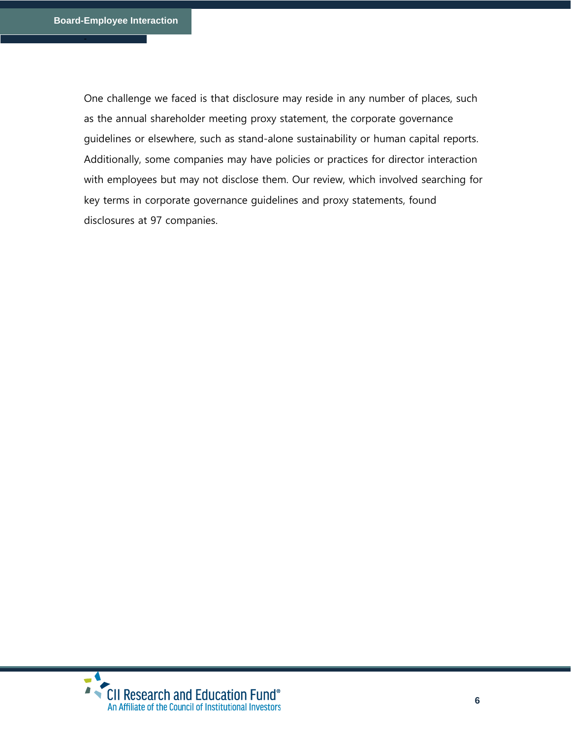One challenge we faced is that disclosure may reside in any number of places, such as the annual shareholder meeting proxy statement, the corporate governance guidelines or elsewhere, such as stand-alone sustainability or human capital reports. Additionally, some companies may have policies or practices for director interaction with employees but may not disclose them. Our review, which involved searching for key terms in corporate governance guidelines and proxy statements, found disclosures at 97 companies.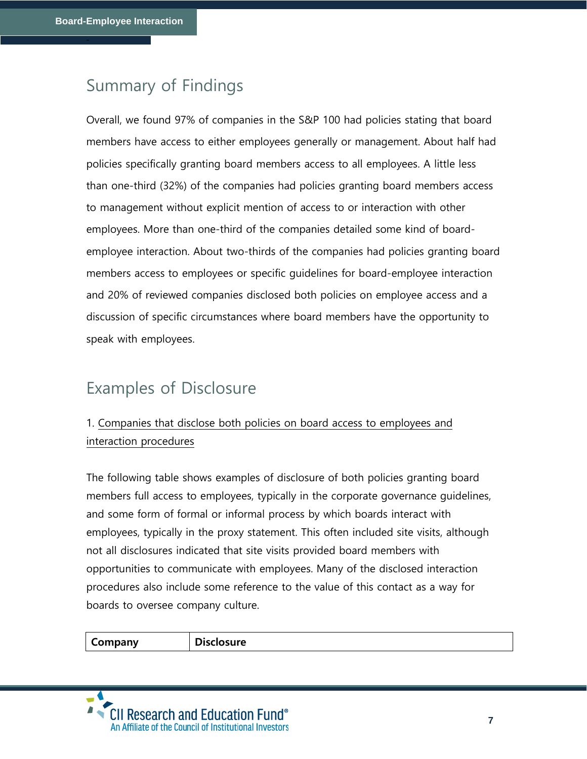## Summary of Findings

Overall, we found 97% of companies in the S&P 100 had policies stating that board members have access to either employees generally or management. About half had policies specifically granting board members access to all employees. A little less than one-third (32%) of the companies had policies granting board members access to management without explicit mention of access to or interaction with other employees. More than one-third of the companies detailed some kind of board-employee interaction. About two-thirds of the companies had policies granting board members access to employees or specific guidelines for board-employee interaction and 20% of reviewed companies disclosed both policies on employee access and a discussion of specific circumstances where board members have the opportunity to speak with employees.

## Examples of Disclosure

1. Companies that disclose both policies on board access to employees and interaction procedures

The following table shows examples of disclosure of both policies granting board members full access to employees, typically in the corporate governance guidelines, and some form of formal or informal process by which boards interact with employees, typically in the proxy statement. This often included site visits, although not all disclosures indicated that site visits provided board members with opportunities to communicate with employees. Many of the disclosed interaction procedures also include some reference to the value of this contact as a way for boards to oversee company culture.

| Company | Disclosure |
| --- | --- |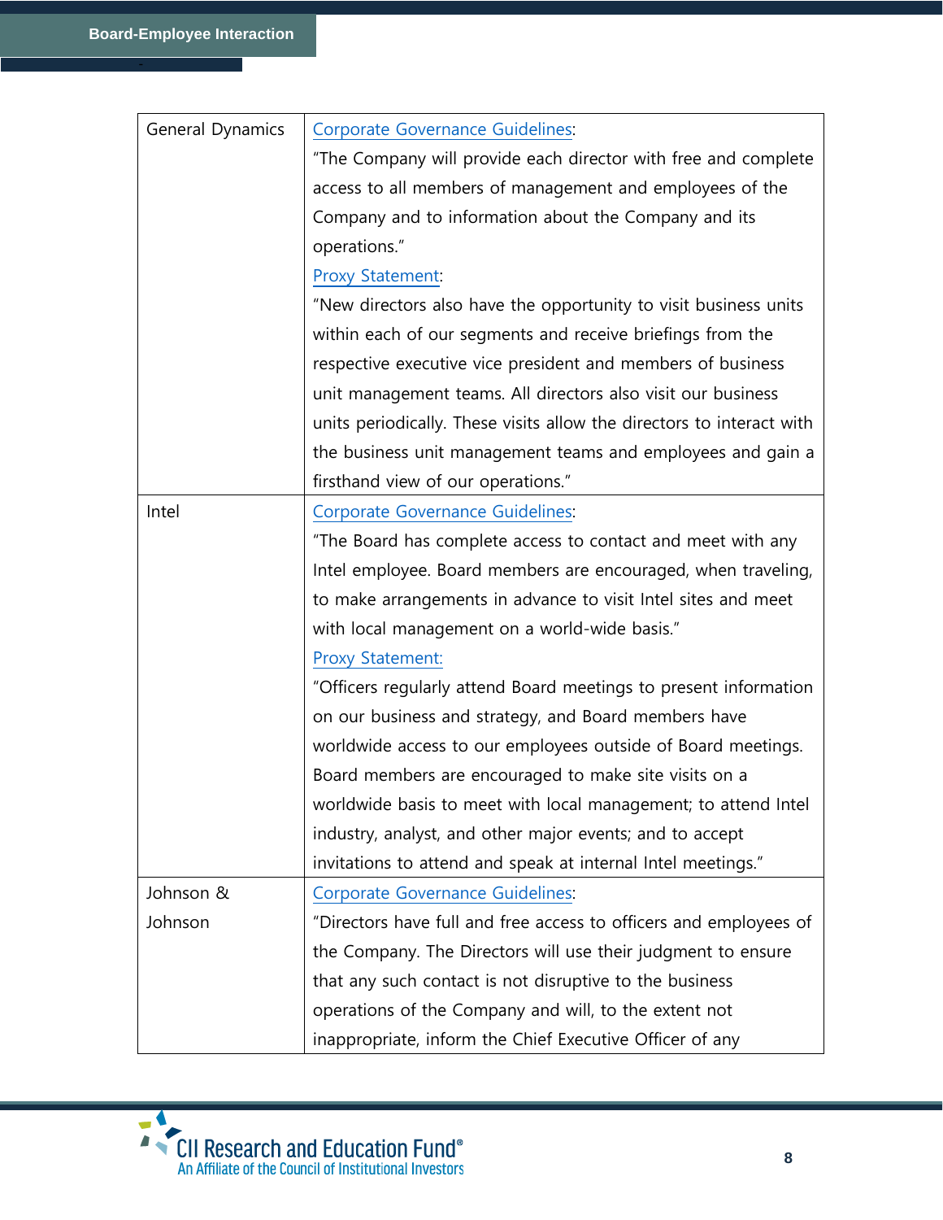| | |
|---|---|
| General Dynamics | Corporate Governance Guidelines:<br>"The Company will provide each director with free and complete access to all members of management and employees of the Company and to information about the Company and its operations."<br>Proxy Statement:<br>"New directors also have the opportunity to visit business units within each of our segments and receive briefings from the respective executive vice president and members of business unit management teams. All directors also visit our business units periodically. These visits allow the directors to interact with the business unit management teams and employees and gain a firsthand view of our operations." |
| Intel | Corporate Governance Guidelines:<br>"The Board has complete access to contact and meet with any Intel employee. Board members are encouraged, when traveling, to make arrangements in advance to visit Intel sites and meet with local management on a world-wide basis."<br>Proxy Statement:<br>"Officers regularly attend Board meetings to present information on our business and strategy, and Board members have worldwide access to our employees outside of Board meetings. Board members are encouraged to make site visits on a worldwide basis to meet with local management; to attend Intel industry, analyst, and other major events; and to accept invitations to attend and speak at internal Intel meetings." |
| Johnson & Johnson | Corporate Governance Guidelines:<br>"Directors have full and free access to officers and employees of the Company. The Directors will use their judgment to ensure that any such contact is not disruptive to the business operations of the Company and will, to the extent not inappropriate, inform the Chief Executive Officer of any |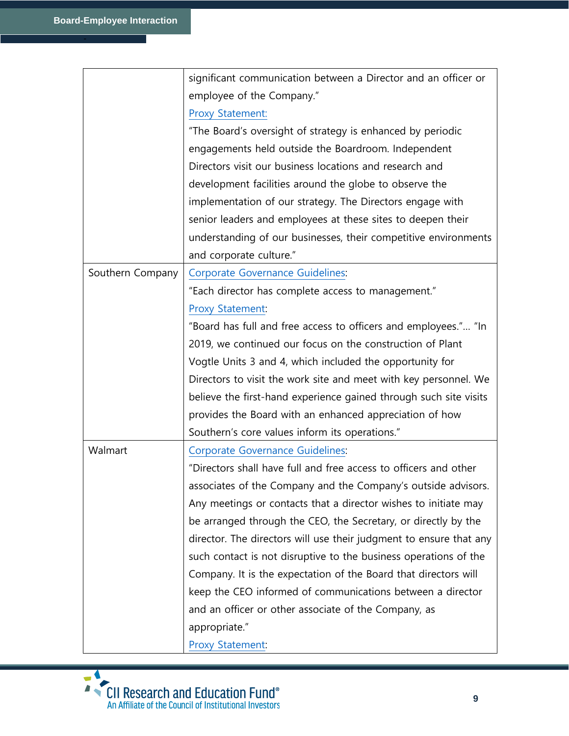| | |
|---|---|
| | significant communication between a Director and an officer or employee of the Company."<br>Proxy Statement:<br>"The Board's oversight of strategy is enhanced by periodic engagements held outside the Boardroom. Independent Directors visit our business locations and research and development facilities around the globe to observe the implementation of our strategy. The Directors engage with senior leaders and employees at these sites to deepen their understanding of our businesses, their competitive environments and corporate culture." |
| Southern Company | Corporate Governance Guidelines:<br>"Each director has complete access to management."<br>Proxy Statement:<br>"Board has full and free access to officers and employees."… "In 2019, we continued our focus on the construction of Plant Vogtle Units 3 and 4, which included the opportunity for Directors to visit the work site and meet with key personnel. We believe the first-hand experience gained through such site visits provides the Board with an enhanced appreciation of how Southern's core values inform its operations." |
| Walmart | Corporate Governance Guidelines:<br>"Directors shall have full and free access to officers and other associates of the Company and the Company's outside advisors. Any meetings or contacts that a director wishes to initiate may be arranged through the CEO, the Secretary, or directly by the director. The directors will use their judgment to ensure that any such contact is not disruptive to the business operations of the Company. It is the expectation of the Board that directors will keep the CEO informed of communications between a director and an officer or other associate of the Company, as appropriate."<br>Proxy Statement: |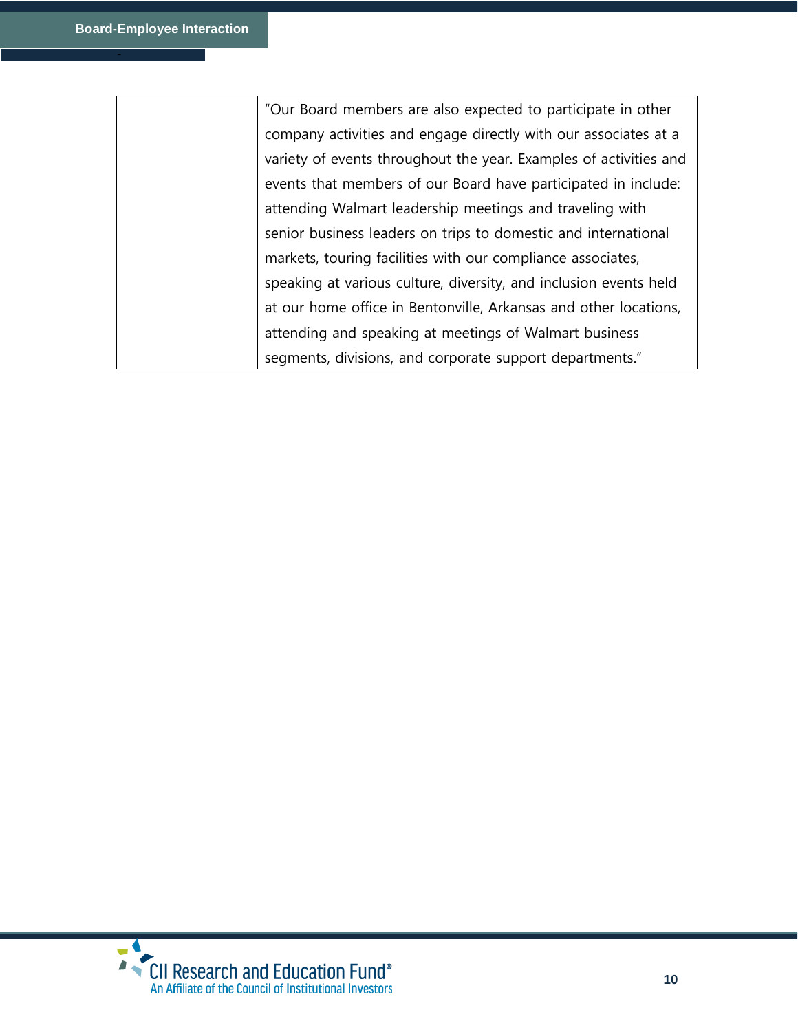| | |
|---|---|
| | "Our Board members are also expected to participate in other company activities and engage directly with our associates at a variety of events throughout the year. Examples of activities and events that members of our Board have participated in include: attending Walmart leadership meetings and traveling with senior business leaders on trips to domestic and international markets, touring facilities with our compliance associates, speaking at various culture, diversity, and inclusion events held at our home office in Bentonville, Arkansas and other locations, attending and speaking at meetings of Walmart business segments, divisions, and corporate support departments." |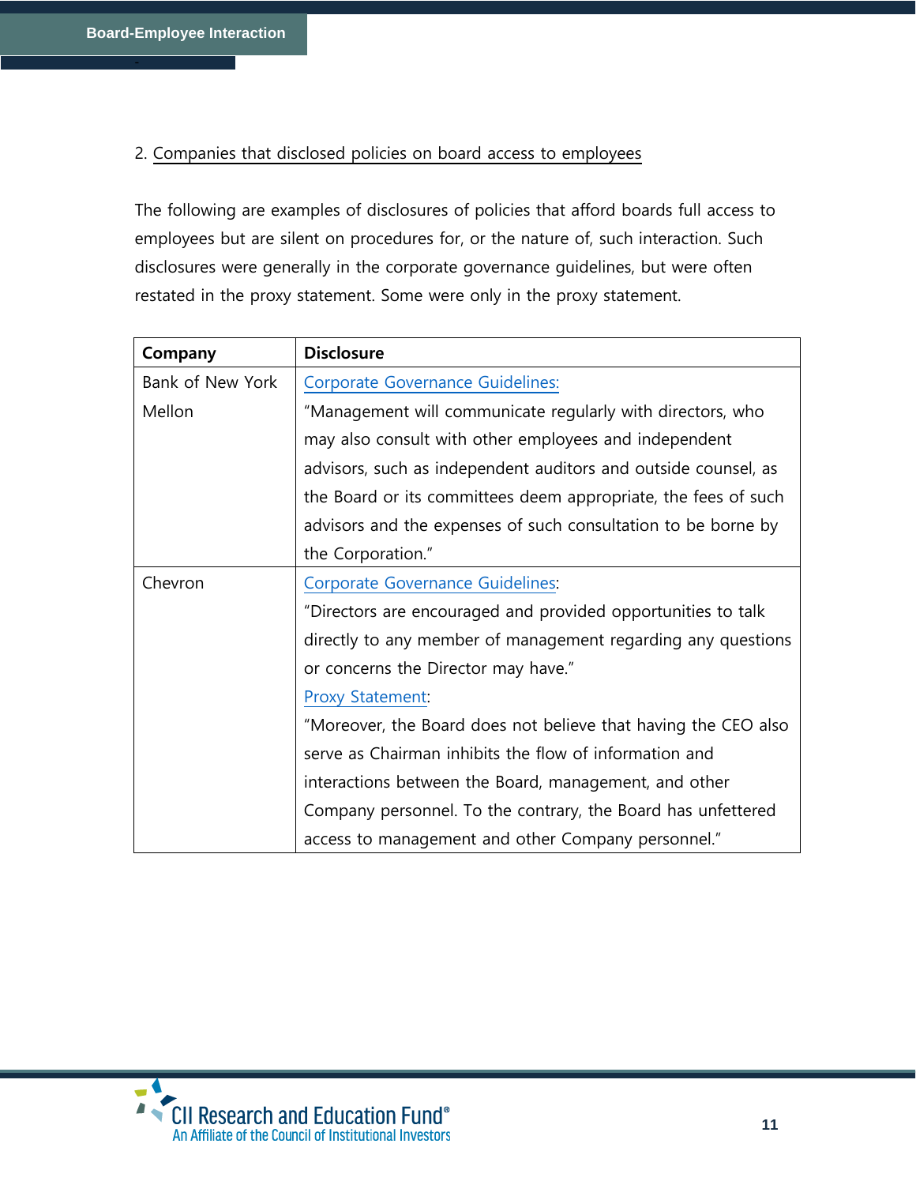2. Companies that disclosed policies on board access to employees

The following are examples of disclosures of policies that afford boards full access to employees but are silent on procedures for, or the nature of, such interaction. Such disclosures were generally in the corporate governance guidelines, but were often restated in the proxy statement. Some were only in the proxy statement.

| Company | Disclosure |
|---|---|
| Bank of New York Mellon | Corporate Governance Guidelines: "Management will communicate regularly with directors, who may also consult with other employees and independent advisors, such as independent auditors and outside counsel, as the Board or its committees deem appropriate, the fees of such advisors and the expenses of such consultation to be borne by the Corporation." |
| Chevron | Corporate Governance Guidelines: "Directors are encouraged and provided opportunities to talk directly to any member of management regarding any questions or concerns the Director may have." Proxy Statement: "Moreover, the Board does not believe that having the CEO also serve as Chairman inhibits the flow of information and interactions between the Board, management, and other Company personnel. To the contrary, the Board has unfettered access to management and other Company personnel." |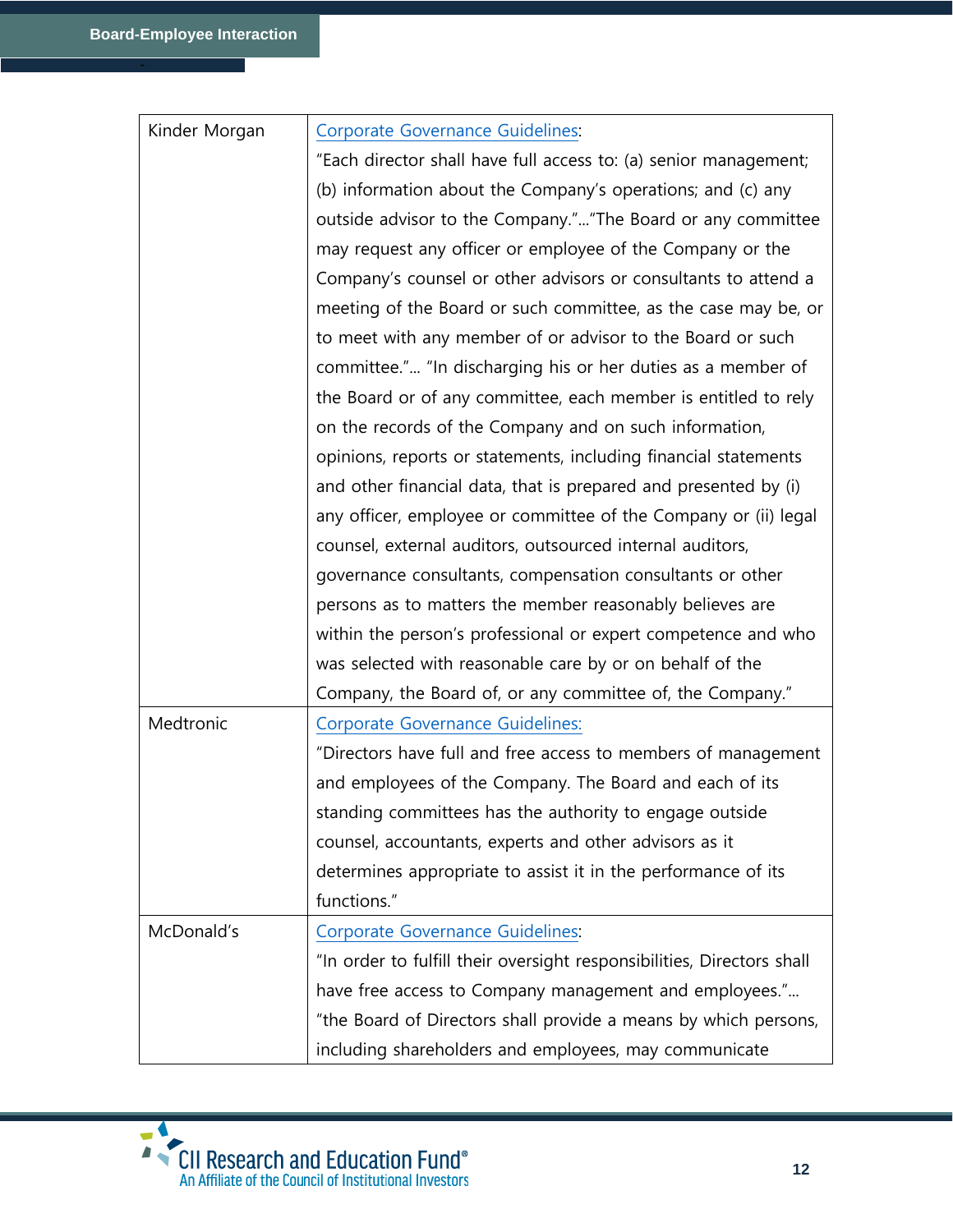| | |
|---|---|
| Kinder Morgan | Corporate Governance Guidelines: "Each director shall have full access to: (a) senior management; (b) information about the Company's operations; and (c) any outside advisor to the Company."…"The Board or any committee may request any officer or employee of the Company or the Company's counsel or other advisors or consultants to attend a meeting of the Board or such committee, as the case may be, or to meet with any member of or advisor to the Board or such committee."… "In discharging his or her duties as a member of the Board or of any committee, each member is entitled to rely on the records of the Company and on such information, opinions, reports or statements, including financial statements and other financial data, that is prepared and presented by (i) any officer, employee or committee of the Company or (ii) legal counsel, external auditors, outsourced internal auditors, governance consultants, compensation consultants or other persons as to matters the member reasonably believes are within the person's professional or expert competence and who was selected with reasonable care by or on behalf of the Company, the Board of, or any committee of, the Company." |
| Medtronic | Corporate Governance Guidelines: "Directors have full and free access to members of management and employees of the Company. The Board and each of its standing committees has the authority to engage outside counsel, accountants, experts and other advisors as it determines appropriate to assist it in the performance of its functions." |
| McDonald's | Corporate Governance Guidelines: "In order to fulfill their oversight responsibilities, Directors shall have free access to Company management and employees."… "the Board of Directors shall provide a means by which persons, including shareholders and employees, may communicate |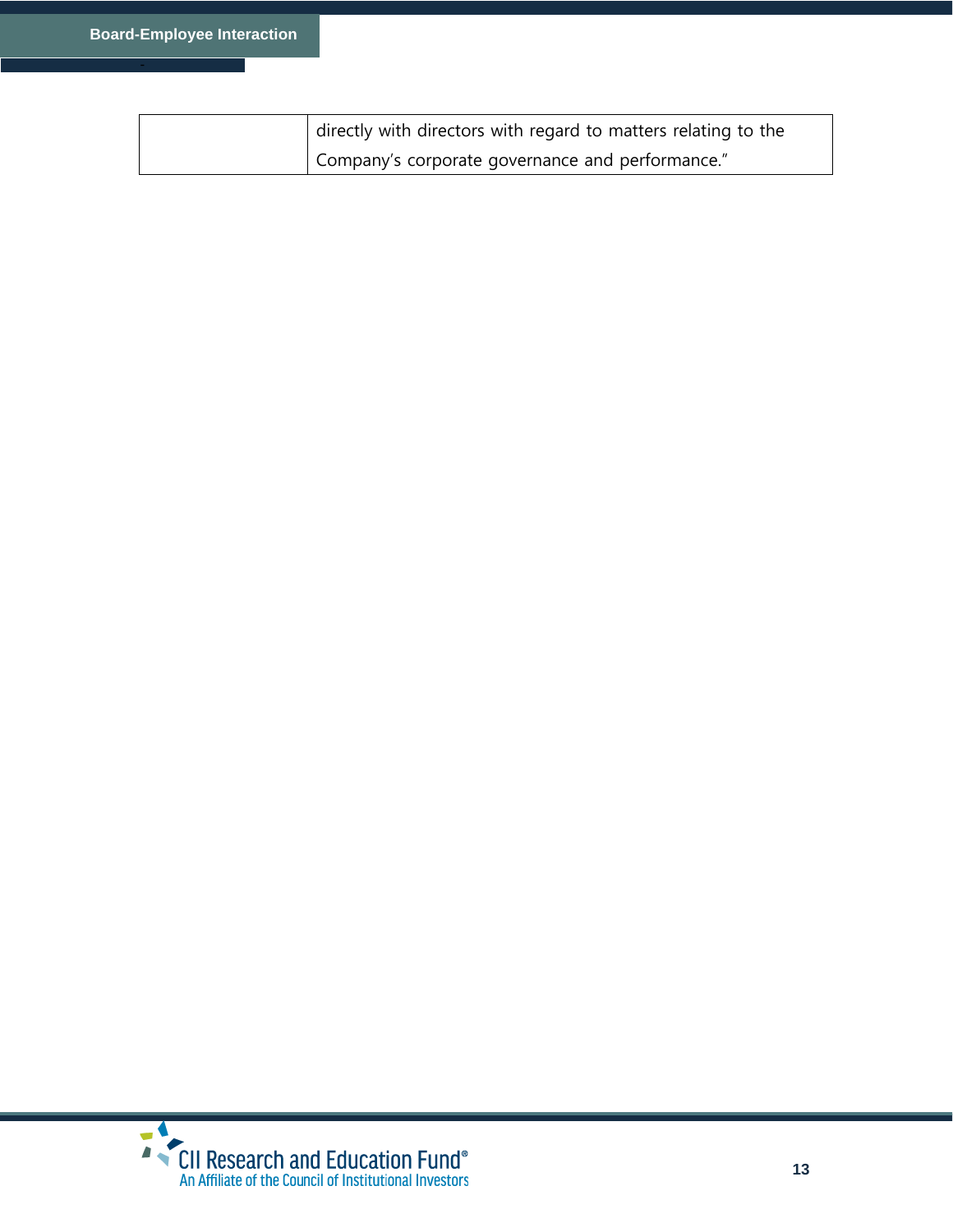| | |
|---|---|
| | directly with directors with regard to matters relating to the Company's corporate governance and performance." |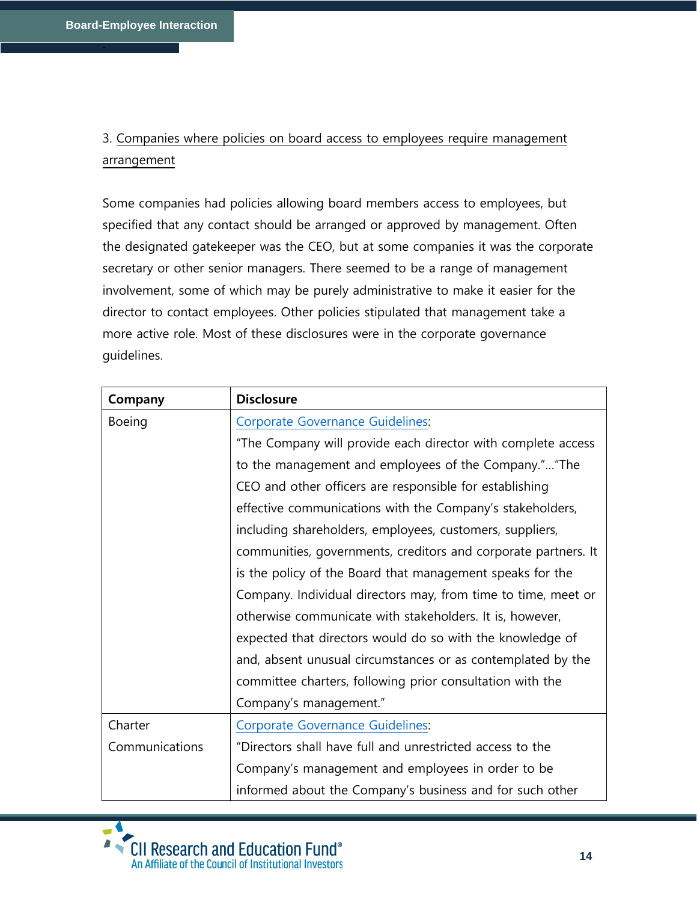3. Companies where policies on board access to employees require management arrangement

Some companies had policies allowing board members access to employees, but specified that any contact should be arranged or approved by management. Often the designated gatekeeper was the CEO, but at some companies it was the corporate secretary or other senior managers. There seemed to be a range of management involvement, some of which may be purely administrative to make it easier for the director to contact employees. Other policies stipulated that management take a more active role. Most of these disclosures were in the corporate governance guidelines.

| Company | Disclosure |
|---|---|
| Boeing | Corporate Governance Guidelines: "The Company will provide each director with complete access to the management and employees of the Company."..."The CEO and other officers are responsible for establishing effective communications with the Company's stakeholders, including shareholders, employees, customers, suppliers, communities, governments, creditors and corporate partners. It is the policy of the Board that management speaks for the Company. Individual directors may, from time to time, meet or otherwise communicate with stakeholders. It is, however, expected that directors would do so with the knowledge of and, absent unusual circumstances or as contemplated by the committee charters, following prior consultation with the Company's management." |
| Charter Communications | Corporate Governance Guidelines: "Directors shall have full and unrestricted access to the Company's management and employees in order to be informed about the Company's business and for such other |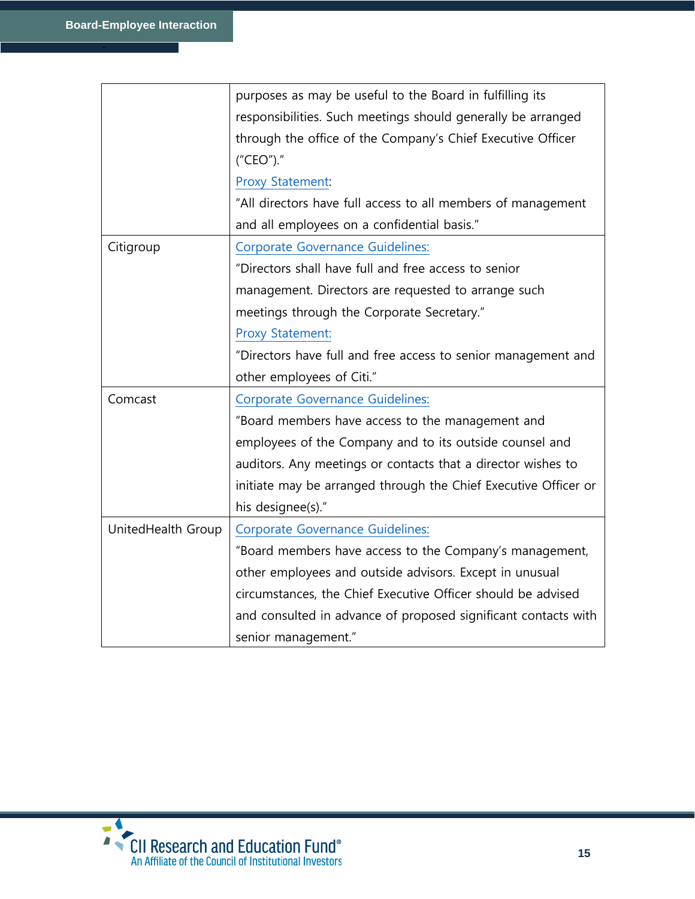| | |
|---|---|
| | purposes as may be useful to the Board in fulfilling its responsibilities. Such meetings should generally be arranged through the office of the Company's Chief Executive Officer ("CEO")."<br>Proxy Statement:<br>"All directors have full access to all members of management and all employees on a confidential basis." |
| Citigroup | Corporate Governance Guidelines:<br>"Directors shall have full and free access to senior management. Directors are requested to arrange such meetings through the Corporate Secretary."<br>Proxy Statement:<br>"Directors have full and free access to senior management and other employees of Citi." |
| Comcast | Corporate Governance Guidelines:<br>"Board members have access to the management and employees of the Company and to its outside counsel and auditors. Any meetings or contacts that a director wishes to initiate may be arranged through the Chief Executive Officer or his designee(s)." |
| UnitedHealth Group | Corporate Governance Guidelines:<br>"Board members have access to the Company's management, other employees and outside advisors. Except in unusual circumstances, the Chief Executive Officer should be advised and consulted in advance of proposed significant contacts with senior management." |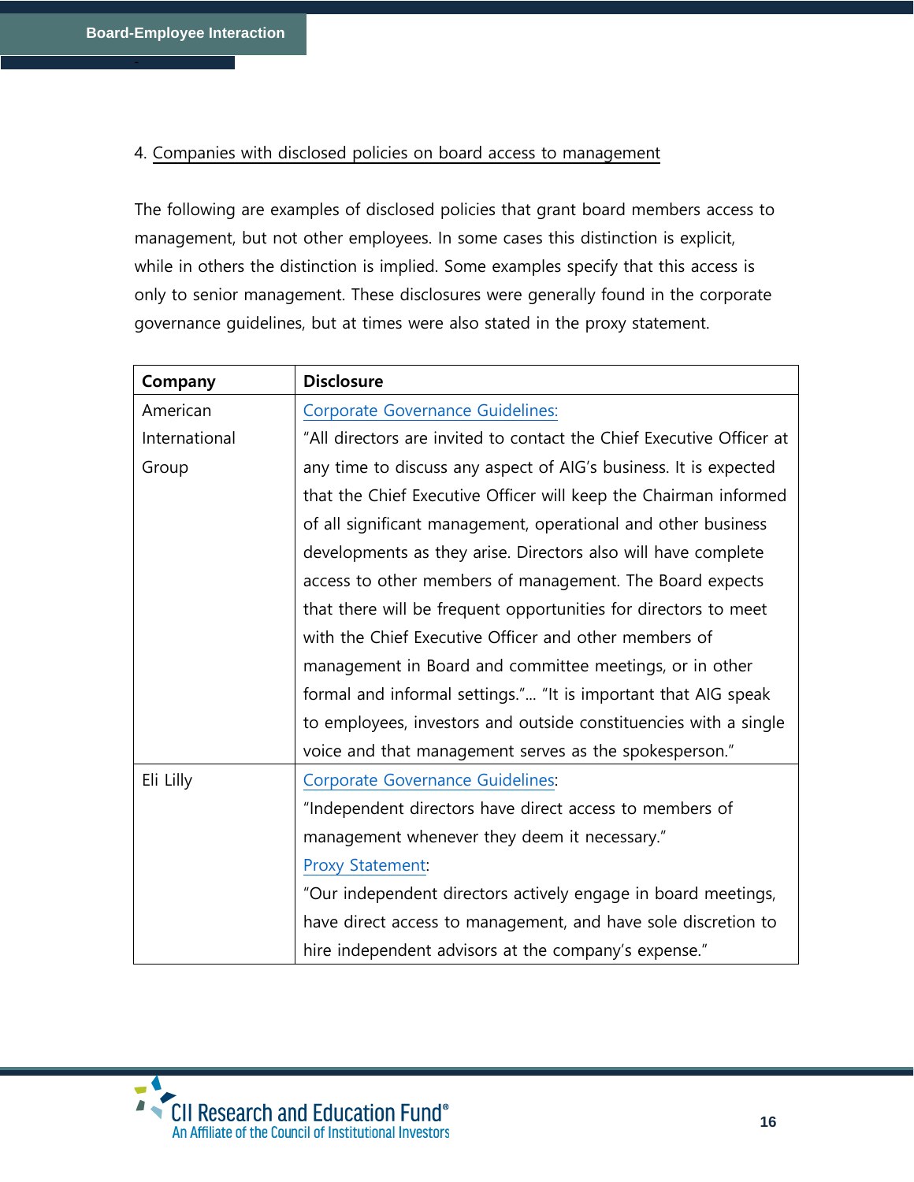4. Companies with disclosed policies on board access to management

The following are examples of disclosed policies that grant board members access to management, but not other employees. In some cases this distinction is explicit, while in others the distinction is implied. Some examples specify that this access is only to senior management. These disclosures were generally found in the corporate governance guidelines, but at times were also stated in the proxy statement.

| Company | Disclosure |
|---|---|
| American International Group | Corporate Governance Guidelines: "All directors are invited to contact the Chief Executive Officer at any time to discuss any aspect of AIG's business. It is expected that the Chief Executive Officer will keep the Chairman informed of all significant management, operational and other business developments as they arise. Directors also will have complete access to other members of management. The Board expects that there will be frequent opportunities for directors to meet with the Chief Executive Officer and other members of management in Board and committee meetings, or in other formal and informal settings."… "It is important that AIG speak to employees, investors and outside constituencies with a single voice and that management serves as the spokesperson." |
| Eli Lilly | Corporate Governance Guidelines: "Independent directors have direct access to members of management whenever they deem it necessary." Proxy Statement: "Our independent directors actively engage in board meetings, have direct access to management, and have sole discretion to hire independent advisors at the company's expense." |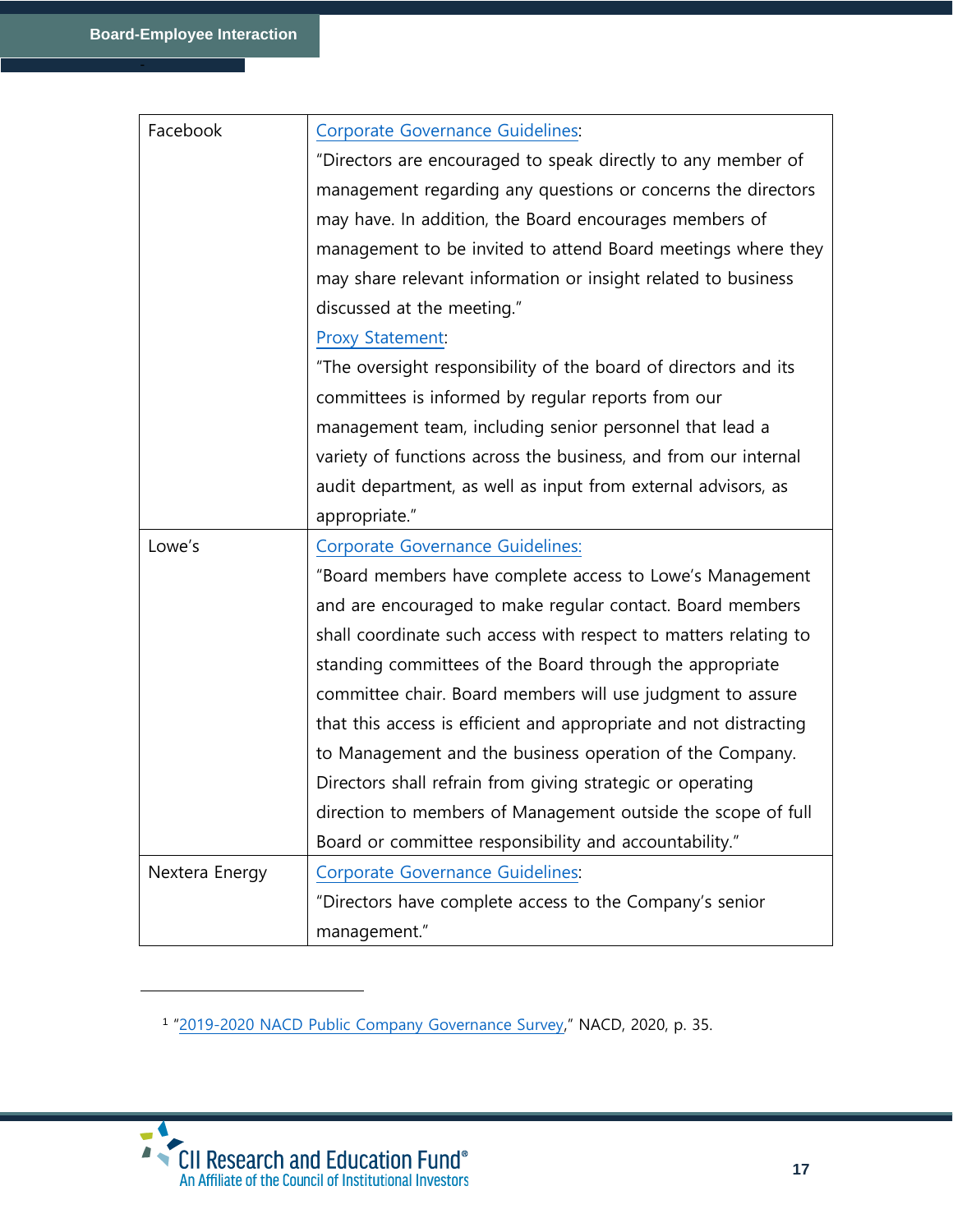| | |
|---|---|
| Facebook | Corporate Governance Guidelines:<br>"Directors are encouraged to speak directly to any member of management regarding any questions or concerns the directors may have. In addition, the Board encourages members of management to be invited to attend Board meetings where they may share relevant information or insight related to business discussed at the meeting."<br>Proxy Statement:<br>"The oversight responsibility of the board of directors and its committees is informed by regular reports from our management team, including senior personnel that lead a variety of functions across the business, and from our internal audit department, as well as input from external advisors, as appropriate." |
| Lowe's | Corporate Governance Guidelines:<br>"Board members have complete access to Lowe's Management and are encouraged to make regular contact. Board members shall coordinate such access with respect to matters relating to standing committees of the Board through the appropriate committee chair. Board members will use judgment to assure that this access is efficient and appropriate and not distracting to Management and the business operation of the Company. Directors shall refrain from giving strategic or operating direction to members of Management outside the scope of full Board or committee responsibility and accountability." |
| Nextera Energy | Corporate Governance Guidelines:<br>"Directors have complete access to the Company's senior management." |

[1] "2019-2020 NACD Public Company Governance Survey," NACD, 2020, p. 35.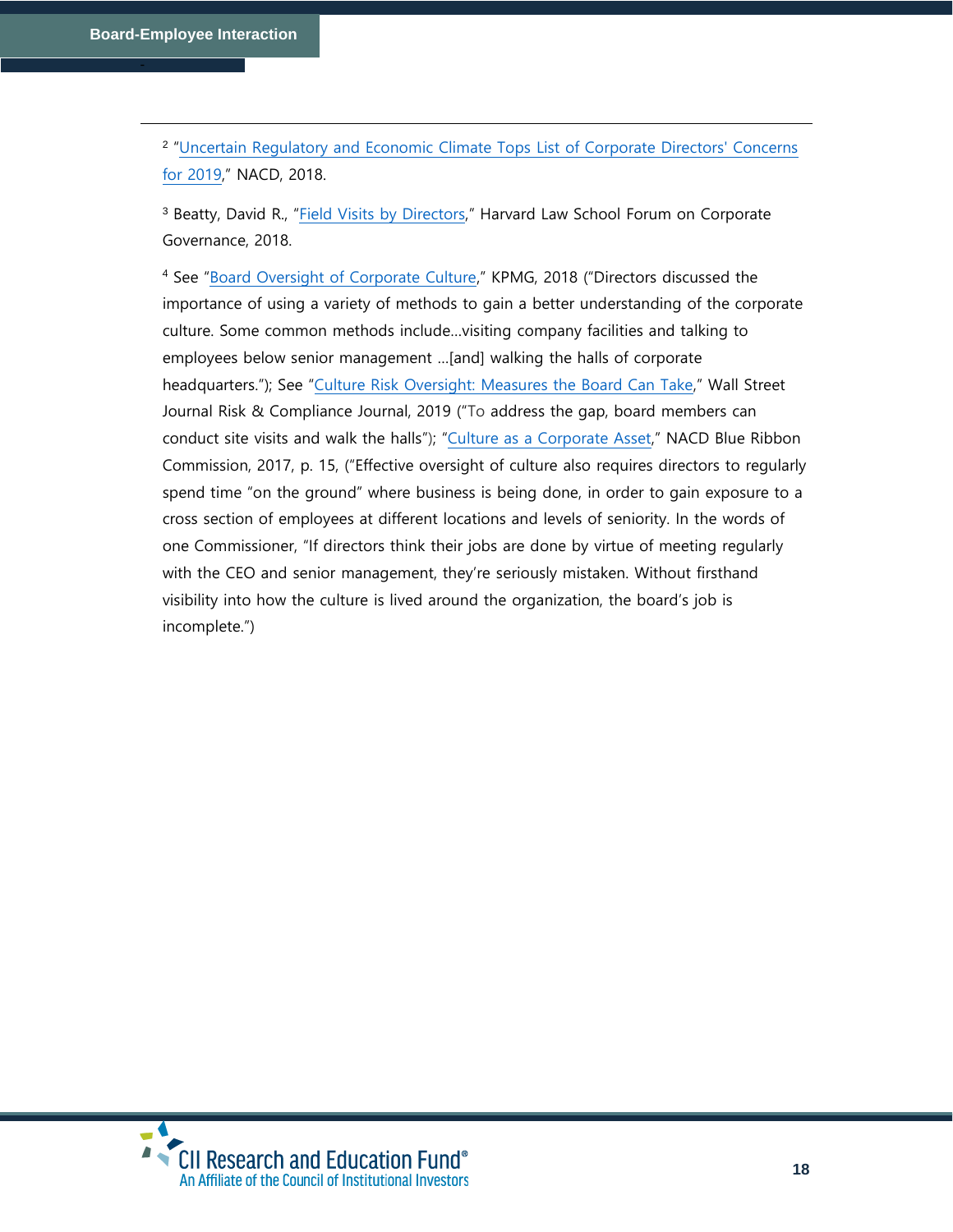[2] "Uncertain Regulatory and Economic Climate Tops List of Corporate Directors' Concerns for 2019," NACD, 2018.

[3] Beatty, David R., "Field Visits by Directors," Harvard Law School Forum on Corporate Governance, 2018.

[4] See "Board Oversight of Corporate Culture," KPMG, 2018 ("Directors discussed the importance of using a variety of methods to gain a better understanding of the corporate culture. Some common methods include…visiting company facilities and talking to employees below senior management …[and] walking the halls of corporate headquarters."); See "Culture Risk Oversight: Measures the Board Can Take," Wall Street Journal Risk & Compliance Journal, 2019 ("To address the gap, board members can conduct site visits and walk the halls"); "Culture as a Corporate Asset," NACD Blue Ribbon Commission, 2017, p. 15, ("Effective oversight of culture also requires directors to regularly spend time "on the ground" where business is being done, in order to gain exposure to a cross section of employees at different locations and levels of seniority. In the words of one Commissioner, "If directors think their jobs are done by virtue of meeting regularly with the CEO and senior management, they're seriously mistaken. Without firsthand visibility into how the culture is lived around the organization, the board's job is incomplete.")